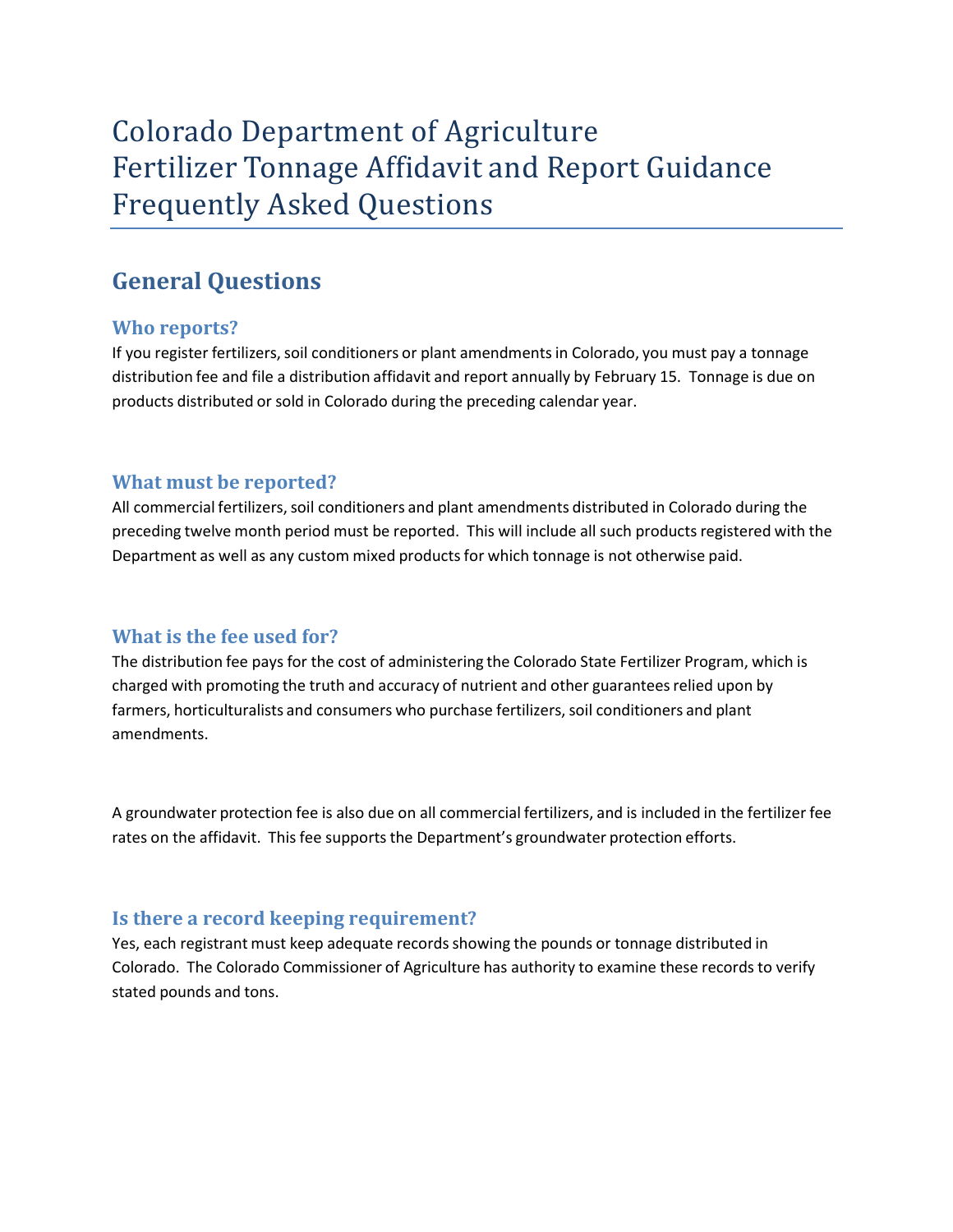# Colorado Department of Agriculture
# Fertilizer Tonnage Affidavit and Report Guidance
# Frequently Asked Questions

## General Questions

### Who reports?

If you register fertilizers, soil conditioners or plant amendments in Colorado, you must pay a tonnage distribution fee and file a distribution affidavit and report annually by February 15. Tonnage is due on products distributed or sold in Colorado during the preceding calendar year.

### What must be reported?

All commercial fertilizers, soil conditioners and plant amendments distributed in Colorado during the preceding twelve month period must be reported. This will include all such products registered with the Department as well as any custom mixed products for which tonnage is not otherwise paid.

### What is the fee used for?

The distribution fee pays for the cost of administering the Colorado State Fertilizer Program, which is charged with promoting the truth and accuracy of nutrient and other guarantees relied upon by farmers, horticulturalists and consumers who purchase fertilizers, soil conditioners and plant amendments.

A groundwater protection fee is also due on all commercial fertilizers, and is included in the fertilizer fee rates on the affidavit. This fee supports the Department's groundwater protection efforts.

### Is there a record keeping requirement?

Yes, each registrant must keep adequate records showing the pounds or tonnage distributed in Colorado. The Colorado Commissioner of Agriculture has authority to examine these records to verify stated pounds and tons.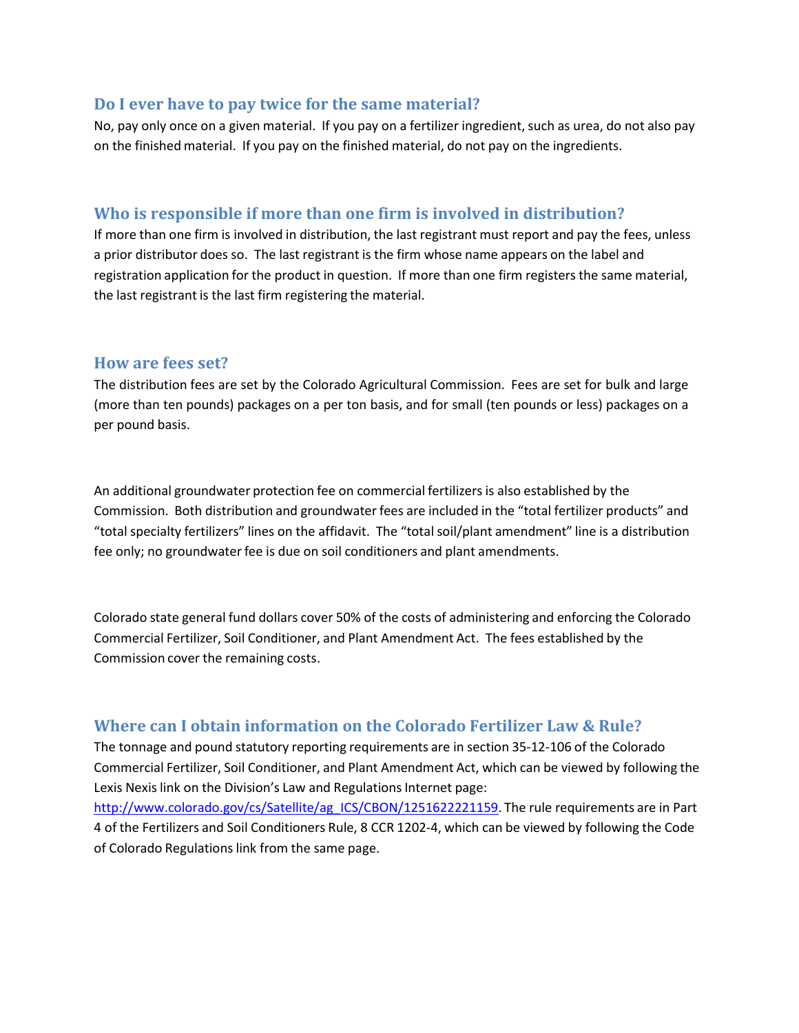## Do I ever have to pay twice for the same material?

No, pay only once on a given material. If you pay on a fertilizer ingredient, such as urea, do not also pay on the finished material. If you pay on the finished material, do not pay on the ingredients.

## Who is responsible if more than one firm is involved in distribution?

If more than one firm is involved in distribution, the last registrant must report and pay the fees, unless a prior distributor does so. The last registrant is the firm whose name appears on the label and registration application for the product in question. If more than one firm registers the same material, the last registrant is the last firm registering the material.

## How are fees set?

The distribution fees are set by the Colorado Agricultural Commission. Fees are set for bulk and large (more than ten pounds) packages on a per ton basis, and for small (ten pounds or less) packages on a per pound basis.

An additional groundwater protection fee on commercial fertilizers is also established by the Commission. Both distribution and groundwater fees are included in the "total fertilizer products" and "total specialty fertilizers" lines on the affidavit. The "total soil/plant amendment" line is a distribution fee only; no groundwater fee is due on soil conditioners and plant amendments.

Colorado state general fund dollars cover 50% of the costs of administering and enforcing the Colorado Commercial Fertilizer, Soil Conditioner, and Plant Amendment Act. The fees established by the Commission cover the remaining costs.

## Where can I obtain information on the Colorado Fertilizer Law & Rule?

The tonnage and pound statutory reporting requirements are in section 35-12-106 of the Colorado Commercial Fertilizer, Soil Conditioner, and Plant Amendment Act, which can be viewed by following the Lexis Nexis link on the Division's Law and Regulations Internet page: http://www.colorado.gov/cs/Satellite/ag_ICS/CBON/1251622221159. The rule requirements are in Part 4 of the Fertilizers and Soil Conditioners Rule, 8 CCR 1202-4, which can be viewed by following the Code of Colorado Regulations link from the same page.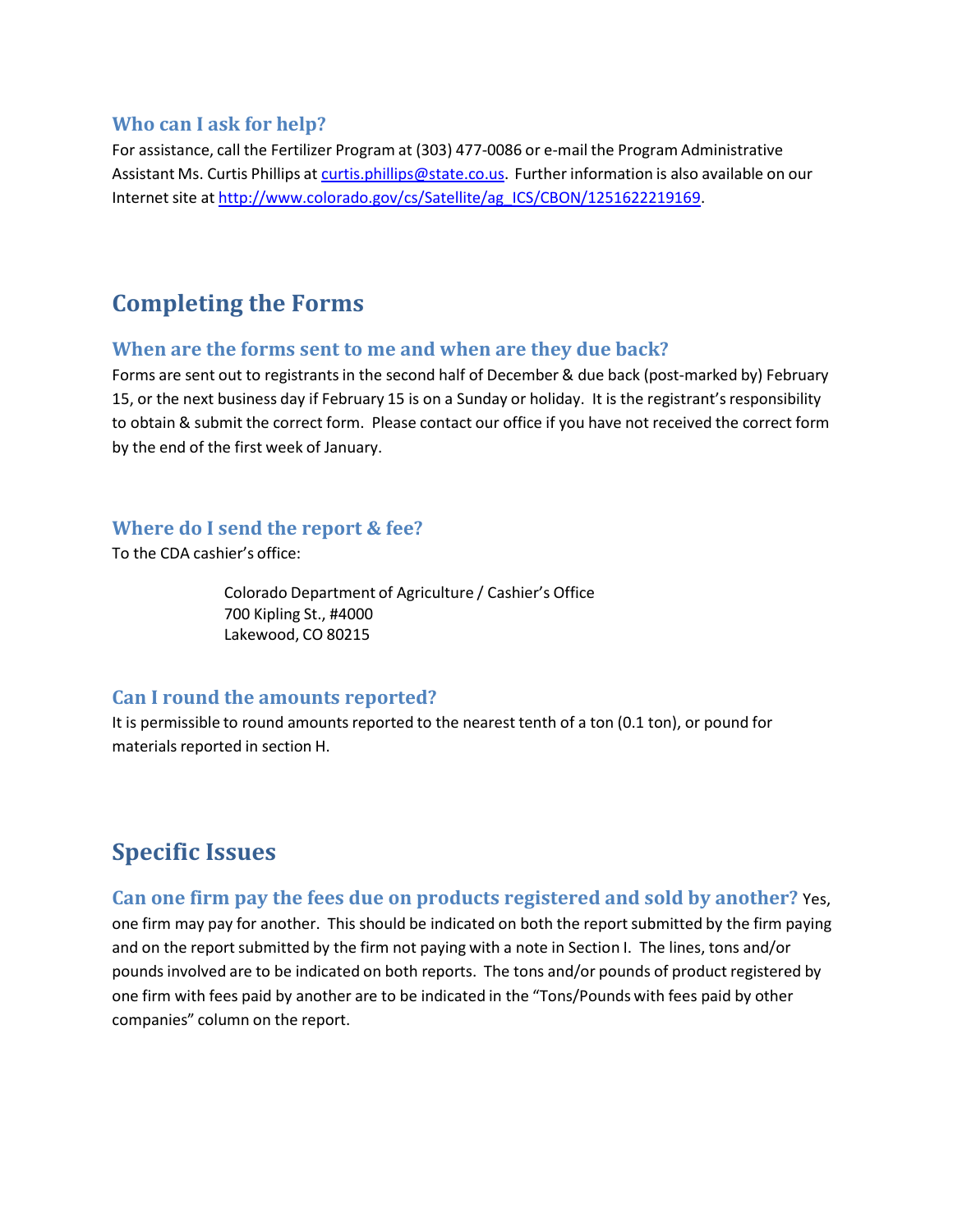### Who can I ask for help?

For assistance, call the Fertilizer Program at (303) 477-0086 or e-mail the Program Administrative Assistant Ms. Curtis Phillips at curtis.phillips@state.co.us. Further information is also available on our Internet site at http://www.colorado.gov/cs/Satellite/ag_ICS/CBON/1251622219169.

## Completing the Forms

### When are the forms sent to me and when are they due back?

Forms are sent out to registrants in the second half of December & due back (post-marked by) February 15, or the next business day if February 15 is on a Sunday or holiday. It is the registrant's responsibility to obtain & submit the correct form. Please contact our office if you have not received the correct form by the end of the first week of January.

### Where do I send the report & fee?

To the CDA cashier's office:

> Colorado Department of Agriculture / Cashier's Office
> 700 Kipling St., #4000
> Lakewood, CO 80215

### Can I round the amounts reported?

It is permissible to round amounts reported to the nearest tenth of a ton (0.1 ton), or pound for materials reported in section H.

## Specific Issues

**Can one firm pay the fees due on products registered and sold by another?** Yes, one firm may pay for another. This should be indicated on both the report submitted by the firm paying and on the report submitted by the firm not paying with a note in Section I. The lines, tons and/or pounds involved are to be indicated on both reports. The tons and/or pounds of product registered by one firm with fees paid by another are to be indicated in the "Tons/Pounds with fees paid by other companies" column on the report.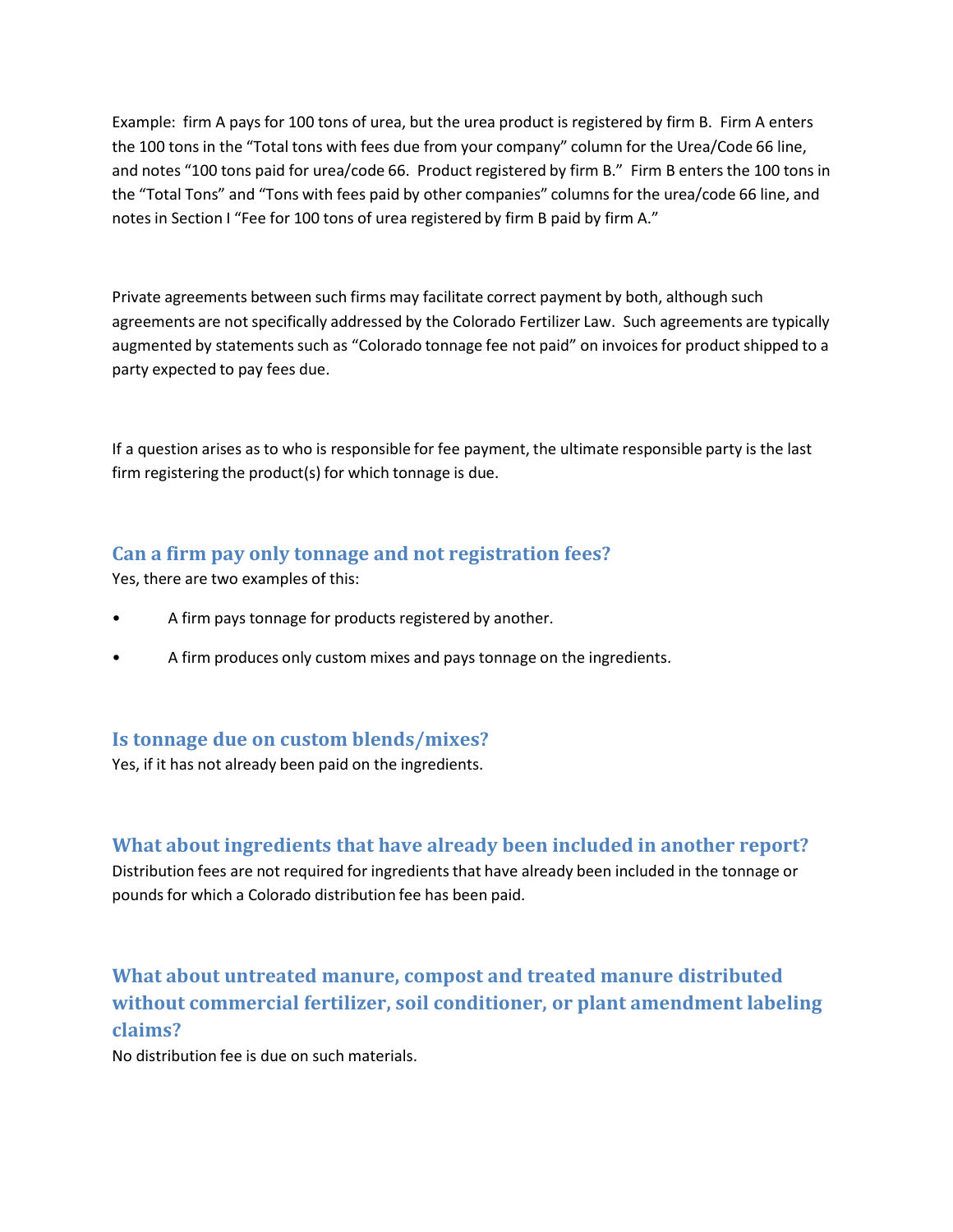Example: firm A pays for 100 tons of urea, but the urea product is registered by firm B. Firm A enters the 100 tons in the "Total tons with fees due from your company" column for the Urea/Code 66 line, and notes "100 tons paid for urea/code 66. Product registered by firm B." Firm B enters the 100 tons in the "Total Tons" and "Tons with fees paid by other companies" columns for the urea/code 66 line, and notes in Section I "Fee for 100 tons of urea registered by firm B paid by firm A."

Private agreements between such firms may facilitate correct payment by both, although such agreements are not specifically addressed by the Colorado Fertilizer Law. Such agreements are typically augmented by statements such as "Colorado tonnage fee not paid" on invoices for product shipped to a party expected to pay fees due.

If a question arises as to who is responsible for fee payment, the ultimate responsible party is the last firm registering the product(s) for which tonnage is due.

### Can a firm pay only tonnage and not registration fees?

Yes, there are two examples of this:

- A firm pays tonnage for products registered by another.
- A firm produces only custom mixes and pays tonnage on the ingredients.

### Is tonnage due on custom blends/mixes?

Yes, if it has not already been paid on the ingredients.

### What about ingredients that have already been included in another report?

Distribution fees are not required for ingredients that have already been included in the tonnage or pounds for which a Colorado distribution fee has been paid.

### What about untreated manure, compost and treated manure distributed without commercial fertilizer, soil conditioner, or plant amendment labeling claims?

No distribution fee is due on such materials.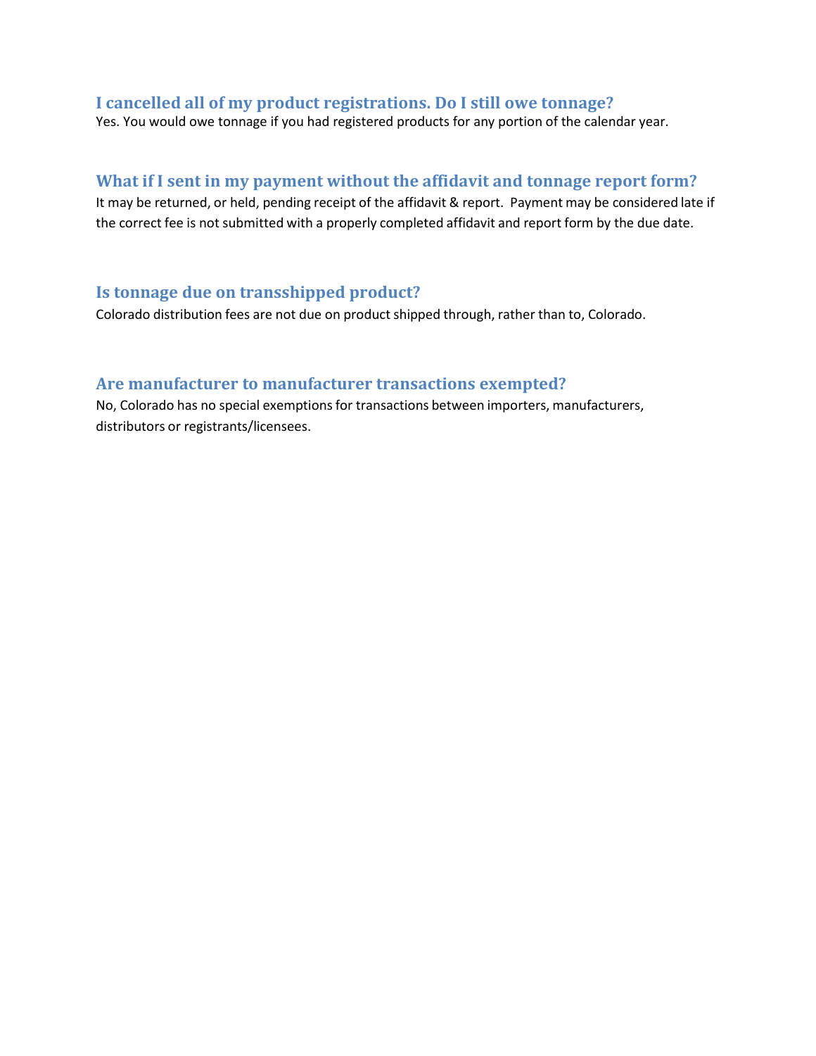### I cancelled all of my product registrations. Do I still owe tonnage?

Yes. You would owe tonnage if you had registered products for any portion of the calendar year.

### What if I sent in my payment without the affidavit and tonnage report form?

It may be returned, or held, pending receipt of the affidavit & report. Payment may be considered late if the correct fee is not submitted with a properly completed affidavit and report form by the due date.

### Is tonnage due on transshipped product?

Colorado distribution fees are not due on product shipped through, rather than to, Colorado.

### Are manufacturer to manufacturer transactions exempted?

No, Colorado has no special exemptions for transactions between importers, manufacturers, distributors or registrants/licensees.